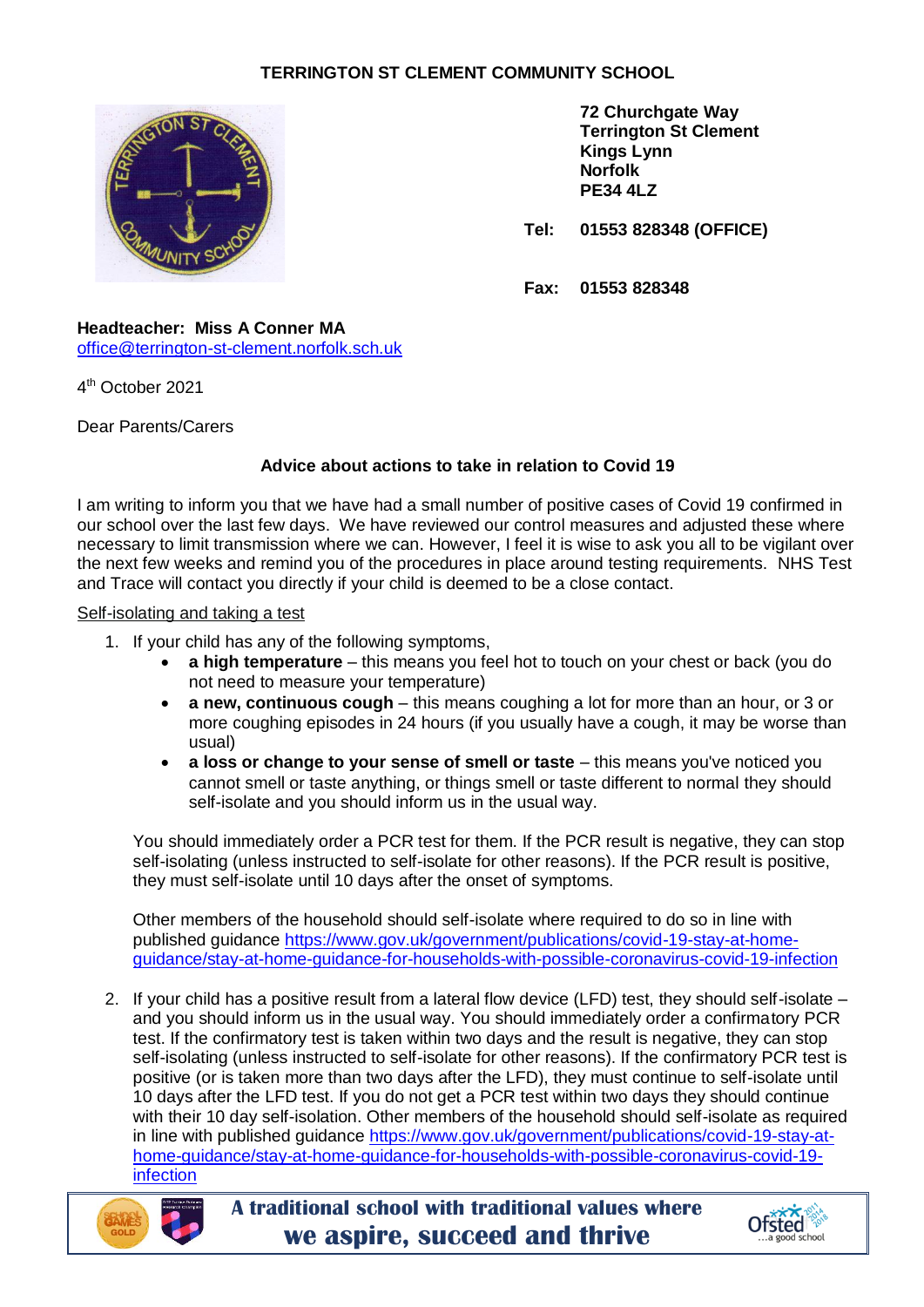**TERRINGTON ST CLEMENT COMMUNITY SCHOOL**

**72 Churchgate Way**
**Terrington St Clement**
**Kings Lynn**
**Norfolk**
**PE34 4LZ**

**Tel: 01553 828348 (OFFICE)**

**Fax: 01553 828348**

**Headteacher: Miss A Conner MA**
office@terrington-st-clement.norfolk.sch.uk

4th October 2021

Dear Parents/Carers

**Advice about actions to take in relation to Covid 19**

I am writing to inform you that we have had a small number of positive cases of Covid 19 confirmed in our school over the last few days. We have reviewed our control measures and adjusted these where necessary to limit transmission where we can. However, I feel it is wise to ask you all to be vigilant over the next few weeks and remind you of the procedures in place around testing requirements. NHS Test and Trace will contact you directly if your child is deemed to be a close contact.

Self-isolating and taking a test

1. If your child has any of the following symptoms,
   - **a high temperature** – this means you feel hot to touch on your chest or back (you do not need to measure your temperature)
   - **a new, continuous cough** – this means coughing a lot for more than an hour, or 3 or more coughing episodes in 24 hours (if you usually have a cough, it may be worse than usual)
   - **a loss or change to your sense of smell or taste** – this means you've noticed you cannot smell or taste anything, or things smell or taste different to normal they should self-isolate and you should inform us in the usual way.

   You should immediately order a PCR test for them. If the PCR result is negative, they can stop self-isolating (unless instructed to self-isolate for other reasons). If the PCR result is positive, they must self-isolate until 10 days after the onset of symptoms.

   Other members of the household should self-isolate where required to do so in line with published guidance https://www.gov.uk/government/publications/covid-19-stay-at-home-guidance/stay-at-home-guidance-for-households-with-possible-coronavirus-covid-19-infection

2. If your child has a positive result from a lateral flow device (LFD) test, they should self-isolate – and you should inform us in the usual way. You should immediately order a confirmatory PCR test. If the confirmatory test is taken within two days and the result is negative, they can stop self-isolating (unless instructed to self-isolate for other reasons). If the confirmatory PCR test is positive (or is taken more than two days after the LFD), they must continue to self-isolate until 10 days after the LFD test. If you do not get a PCR test within two days they should continue with their 10 day self-isolation. Other members of the household should self-isolate as required in line with published guidance https://www.gov.uk/government/publications/covid-19-stay-at-home-guidance/stay-at-home-guidance-for-households-with-possible-coronavirus-covid-19-infection

**A traditional school with traditional values where we aspire, succeed and thrive**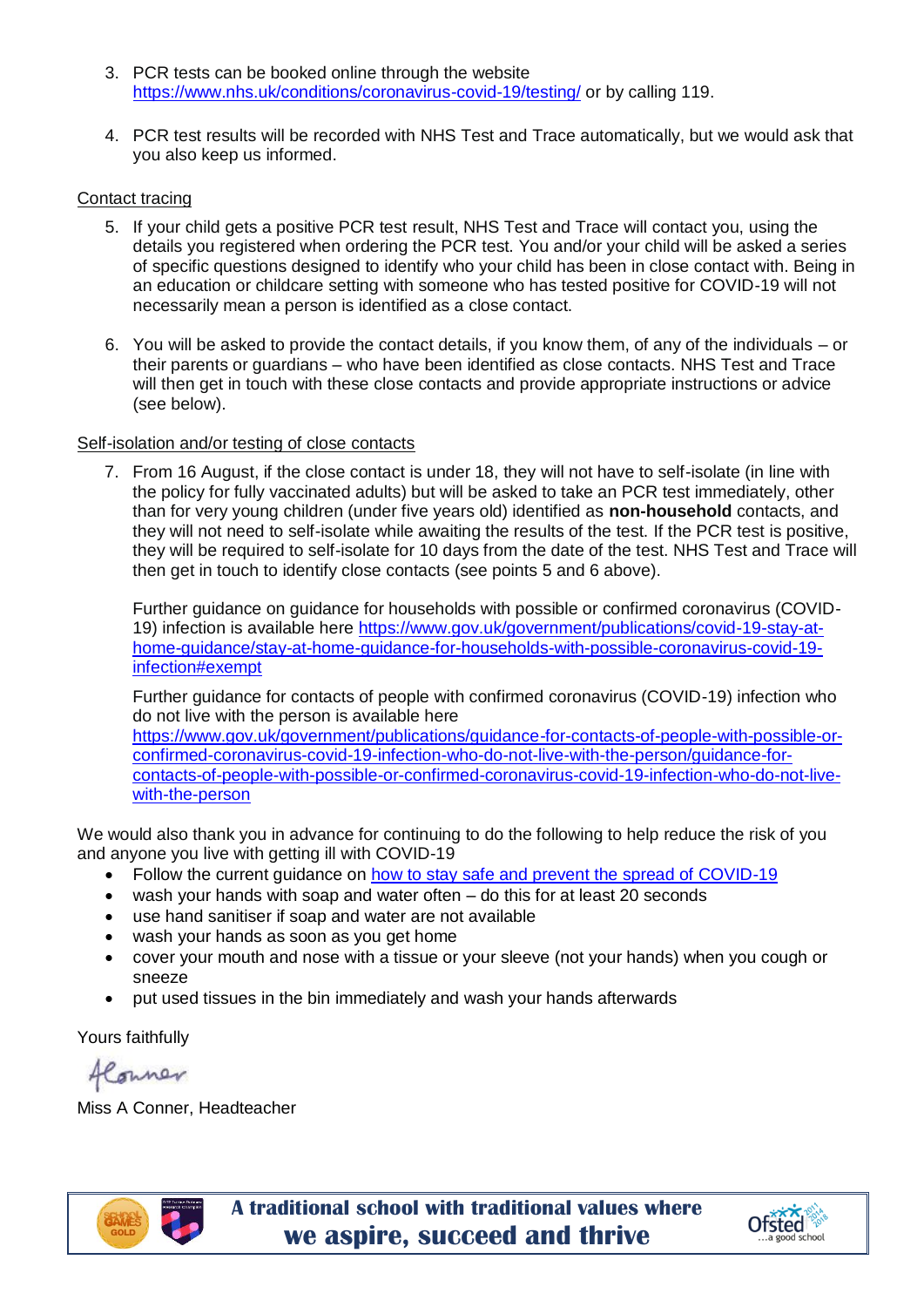3. PCR tests can be booked online through the website https://www.nhs.uk/conditions/coronavirus-covid-19/testing/ or by calling 119.

4. PCR test results will be recorded with NHS Test and Trace automatically, but we would ask that you also keep us informed.

Contact tracing

5. If your child gets a positive PCR test result, NHS Test and Trace will contact you, using the details you registered when ordering the PCR test. You and/or your child will be asked a series of specific questions designed to identify who your child has been in close contact with. Being in an education or childcare setting with someone who has tested positive for COVID-19 will not necessarily mean a person is identified as a close contact.

6. You will be asked to provide the contact details, if you know them, of any of the individuals – or their parents or guardians – who have been identified as close contacts. NHS Test and Trace will then get in touch with these close contacts and provide appropriate instructions or advice (see below).

Self-isolation and/or testing of close contacts

7. From 16 August, if the close contact is under 18, they will not have to self-isolate (in line with the policy for fully vaccinated adults) but will be asked to take an PCR test immediately, other than for very young children (under five years old) identified as **non-household** contacts, and they will not need to self-isolate while awaiting the results of the test. If the PCR test is positive, they will be required to self-isolate for 10 days from the date of the test. NHS Test and Trace will then get in touch to identify close contacts (see points 5 and 6 above).

   Further guidance on guidance for households with possible or confirmed coronavirus (COVID-19) infection is available here https://www.gov.uk/government/publications/covid-19-stay-at-home-guidance/stay-at-home-guidance-for-households-with-possible-coronavirus-covid-19-infection#exempt

   Further guidance for contacts of people with confirmed coronavirus (COVID-19) infection who do not live with the person is available here https://www.gov.uk/government/publications/guidance-for-contacts-of-people-with-possible-or-confirmed-coronavirus-covid-19-infection-who-do-not-live-with-the-person/guidance-for-contacts-of-people-with-possible-or-confirmed-coronavirus-covid-19-infection-who-do-not-live-with-the-person

We would also thank you in advance for continuing to do the following to help reduce the risk of you and anyone you live with getting ill with COVID-19

- Follow the current guidance on how to stay safe and prevent the spread of COVID-19
- wash your hands with soap and water often – do this for at least 20 seconds
- use hand sanitiser if soap and water are not available
- wash your hands as soon as you get home
- cover your mouth and nose with a tissue or your sleeve (not your hands) when you cough or sneeze
- put used tissues in the bin immediately and wash your hands afterwards

Yours faithfully

A Conner

Miss A Conner, Headteacher

**A traditional school with traditional values where we aspire, succeed and thrive**